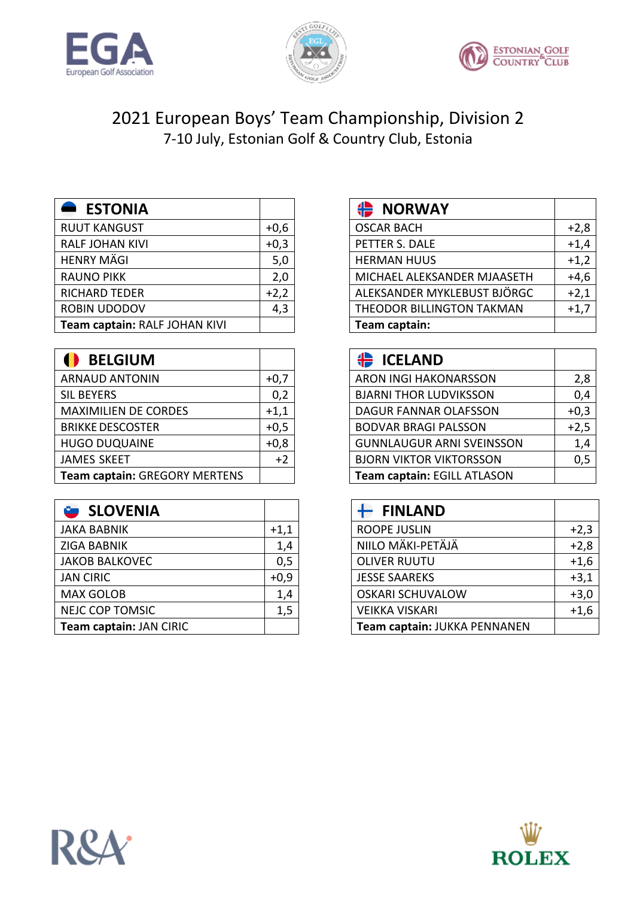# 2021 European Boys' Team Championship, Division 2

7-10 July, Estonian Golf & Country Club, Estonia

| ESTONIA | |
|---|---|
| RUUT KANGUST | +0,6 |
| RALF JOHAN KIVI | +0,3 |
| HENRY MÄGI | 5,0 |
| RAUNO PIKK | 2,0 |
| RICHARD TEDER | +2,2 |
| ROBIN UDODOV | 4,3 |
| **Team captain:** RALF JOHAN KIVI | |

| NORWAY | |
|---|---|
| OSCAR BACH | +2,8 |
| PETTER S. DALE | +1,4 |
| HERMAN HUUS | +1,2 |
| MICHAEL ALEKSANDER MJAASETH | +4,6 |
| ALEKSANDER MYKLEBUST BJÖRGC | +2,1 |
| THEODOR BILLINGTON TAKMAN | +1,7 |
| **Team captain:** | |

| BELGIUM | |
|---|---|
| ARNAUD ANTONIN | +0,7 |
| SIL BEYERS | 0,2 |
| MAXIMILIEN DE CORDES | +1,1 |
| BRIKKE DESCOSTER | +0,5 |
| HUGO DUQUAINE | +0,8 |
| JAMES SKEET | +2 |
| **Team captain:** GREGORY MERTENS | |

| ICELAND | |
|---|---|
| ARON INGI HAKONARSSON | 2,8 |
| BJARNI THOR LUDVIKSSON | 0,4 |
| DAGUR FANNAR OLAFSSON | +0,3 |
| BODVAR BRAGI PALSSON | +2,5 |
| GUNNLAUGUR ARNI SVEINSSON | 1,4 |
| BJORN VIKTOR VIKTORSSON | 0,5 |
| **Team captain:** EGILL ATLASON | |

| SLOVENIA | |
|---|---|
| JAKA BABNIK | +1,1 |
| ZIGA BABNIK | 1,4 |
| JAKOB BALKOVEC | 0,5 |
| JAN CIRIC | +0,9 |
| MAX GOLOB | 1,4 |
| NEJC COP TOMSIC | 1,5 |
| **Team captain:** JAN CIRIC | |

| FINLAND | |
|---|---|
| ROOPE JUSLIN | +2,3 |
| NIILO MÄKI-PETÄJÄ | +2,8 |
| OLIVER RUUTU | +1,6 |
| JESSE SAAREKS | +3,1 |
| OSKARI SCHUVALOW | +3,0 |
| VEIKKA VISKARI | +1,6 |
| **Team captain:** JUKKA PENNANEN | |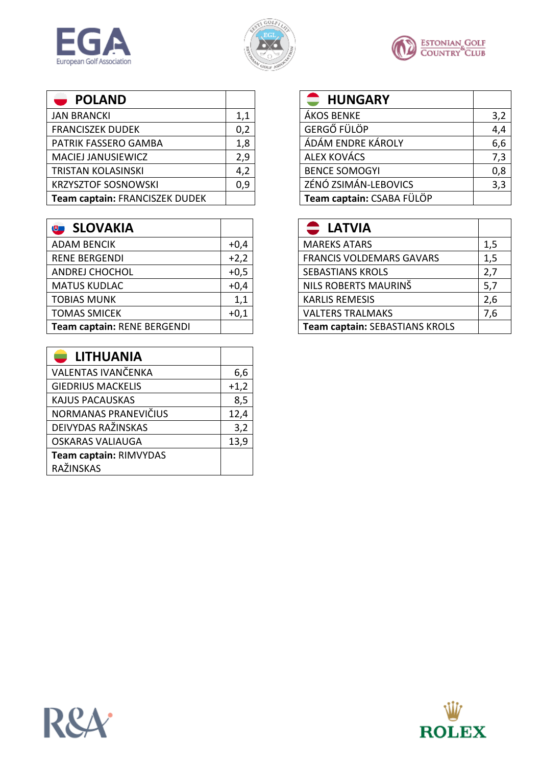| POLAND | |
|---|---|
| JAN BRANCKI | 1,1 |
| FRANCISZEK DUDEK | 0,2 |
| PATRIK FASSERO GAMBA | 1,8 |
| MACIEJ JANUSIEWICZ | 2,9 |
| TRISTAN KOLASINSKI | 4,2 |
| KRZYSZTOF SOSNOWSKI | 0,9 |
| **Team captain:** FRANCISZEK DUDEK | |

| HUNGARY | |
|---|---|
| ÁKOS BENKE | 3,2 |
| GERGŐ FÜLÖP | 4,4 |
| ÁDÁM ENDRE KÁROLY | 6,6 |
| ALEX KOVÁCS | 7,3 |
| BENCE SOMOGYI | 0,8 |
| ZÉNÓ ZSIMÁN-LEBOVICS | 3,3 |
| **Team captain:** CSABA FÜLÖP | |

| SLOVAKIA | |
|---|---|
| ADAM BENCIK | +0,4 |
| RENE BERGENDI | +2,2 |
| ANDREJ CHOCHOL | +0,5 |
| MATUS KUDLAC | +0,4 |
| TOBIAS MUNK | 1,1 |
| TOMAS SMICEK | +0,1 |
| **Team captain:** RENE BERGENDI | |

| LATVIA | |
|---|---|
| MAREKS ATARS | 1,5 |
| FRANCIS VOLDEMARS GAVARS | 1,5 |
| SEBASTIANS KROLS | 2,7 |
| NILS ROBERTS MAURINŠ | 5,7 |
| KARLIS REMESIS | 2,6 |
| VALTERS TRALMAKS | 7,6 |
| **Team captain:** SEBASTIANS KROLS | |

| LITHUANIA | |
|---|---|
| VALENTAS IVANČENKA | 6,6 |
| GIEDRIUS MACKELIS | +1,2 |
| KAJUS PACAUSKAS | 8,5 |
| NORMANAS PRANEVIČIUS | 12,4 |
| DEIVYDAS RAŽINSKAS | 3,2 |
| OSKARAS VALIAUGA | 13,9 |
| **Team captain:** RIMVYDAS RAŽINSKAS | |